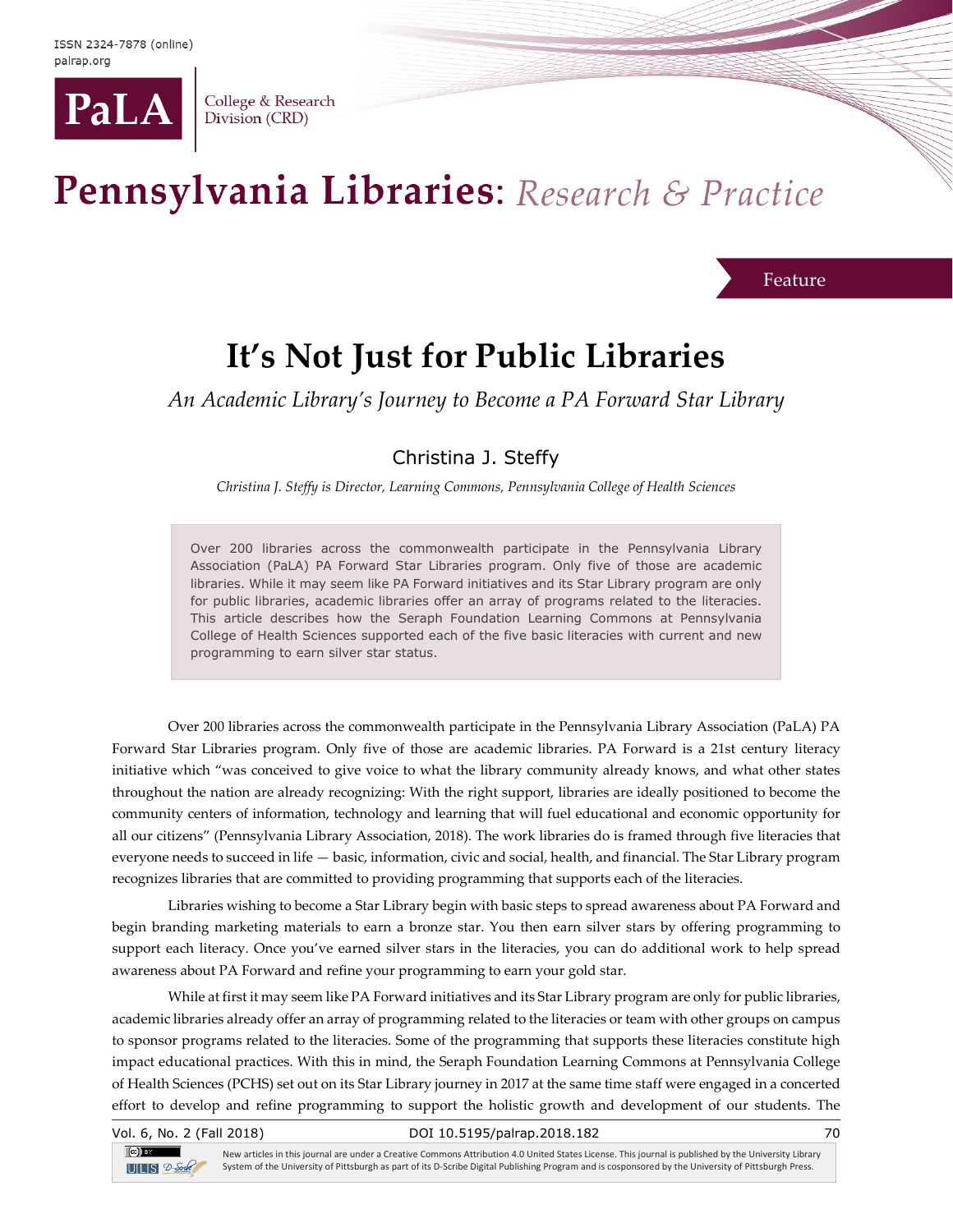ISSN 2324-7878 (online)
palrap.org

PaLA College & Research Division (CRD)

Pennsylvania Libraries: *Research & Practice*

Feature

# It's Not Just for Public Libraries

*An Academic Library's Journey to Become a PA Forward Star Library*

Christina J. Steffy

*Christina J. Steffy is Director, Learning Commons, Pennsylvania College of Health Sciences*

> Over 200 libraries across the commonwealth participate in the Pennsylvania Library Association (PaLA) PA Forward Star Libraries program. Only five of those are academic libraries. While it may seem like PA Forward initiatives and its Star Library program are only for public libraries, academic libraries offer an array of programs related to the literacies. This article describes how the Seraph Foundation Learning Commons at Pennsylvania College of Health Sciences supported each of the five basic literacies with current and new programming to earn silver star status.

Over 200 libraries across the commonwealth participate in the Pennsylvania Library Association (PaLA) PA Forward Star Libraries program. Only five of those are academic libraries. PA Forward is a 21st century literacy initiative which "was conceived to give voice to what the library community already knows, and what other states throughout the nation are already recognizing: With the right support, libraries are ideally positioned to become the community centers of information, technology and learning that will fuel educational and economic opportunity for all our citizens" (Pennsylvania Library Association, 2018). The work libraries do is framed through five literacies that everyone needs to succeed in life — basic, information, civic and social, health, and financial. The Star Library program recognizes libraries that are committed to providing programming that supports each of the literacies.

Libraries wishing to become a Star Library begin with basic steps to spread awareness about PA Forward and begin branding marketing materials to earn a bronze star. You then earn silver stars by offering programming to support each literacy. Once you've earned silver stars in the literacies, you can do additional work to help spread awareness about PA Forward and refine your programming to earn your gold star.

While at first it may seem like PA Forward initiatives and its Star Library program are only for public libraries, academic libraries already offer an array of programming related to the literacies or team with other groups on campus to sponsor programs related to the literacies. Some of the programming that supports these literacies constitute high impact educational practices. With this in mind, the Seraph Foundation Learning Commons at Pennsylvania College of Health Sciences (PCHS) set out on its Star Library journey in 2017 at the same time staff were engaged in a concerted effort to develop and refine programming to support the holistic growth and development of our students. The

New articles in this journal are under a Creative Commons Attribution 4.0 United States License. This journal is published by the University Library System of the University of Pittsburgh as part of its D-Scribe Digital Publishing Program and is cosponsored by the University of Pittsburgh Press.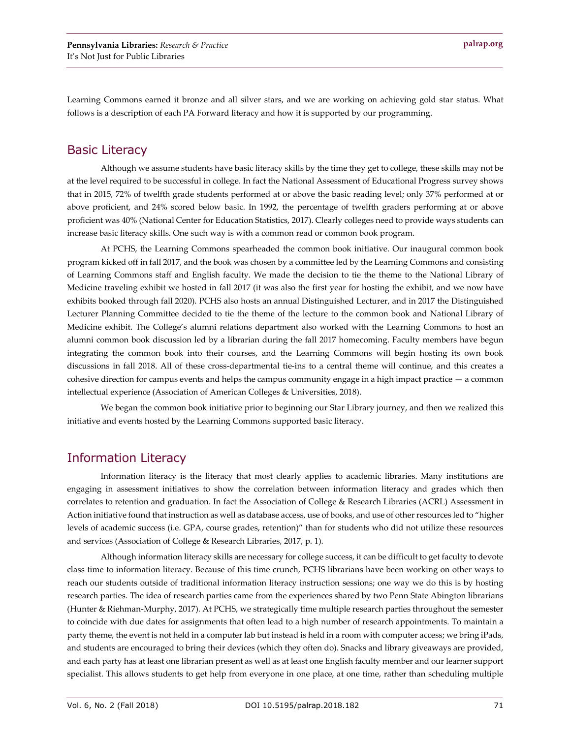Learning Commons earned it bronze and all silver stars, and we are working on achieving gold star status. What follows is a description of each PA Forward literacy and how it is supported by our programming.

## Basic Literacy

Although we assume students have basic literacy skills by the time they get to college, these skills may not be at the level required to be successful in college. In fact the National Assessment of Educational Progress survey shows that in 2015, 72% of twelfth grade students performed at or above the basic reading level; only 37% performed at or above proficient, and 24% scored below basic. In 1992, the percentage of twelfth graders performing at or above proficient was 40% (National Center for Education Statistics, 2017). Clearly colleges need to provide ways students can increase basic literacy skills. One such way is with a common read or common book program.

At PCHS, the Learning Commons spearheaded the common book initiative. Our inaugural common book program kicked off in fall 2017, and the book was chosen by a committee led by the Learning Commons and consisting of Learning Commons staff and English faculty. We made the decision to tie the theme to the National Library of Medicine traveling exhibit we hosted in fall 2017 (it was also the first year for hosting the exhibit, and we now have exhibits booked through fall 2020). PCHS also hosts an annual Distinguished Lecturer, and in 2017 the Distinguished Lecturer Planning Committee decided to tie the theme of the lecture to the common book and National Library of Medicine exhibit. The College's alumni relations department also worked with the Learning Commons to host an alumni common book discussion led by a librarian during the fall 2017 homecoming. Faculty members have begun integrating the common book into their courses, and the Learning Commons will begin hosting its own book discussions in fall 2018. All of these cross-departmental tie-ins to a central theme will continue, and this creates a cohesive direction for campus events and helps the campus community engage in a high impact practice — a common intellectual experience (Association of American Colleges & Universities, 2018).

We began the common book initiative prior to beginning our Star Library journey, and then we realized this initiative and events hosted by the Learning Commons supported basic literacy.

## Information Literacy

Information literacy is the literacy that most clearly applies to academic libraries. Many institutions are engaging in assessment initiatives to show the correlation between information literacy and grades which then correlates to retention and graduation. In fact the Association of College & Research Libraries (ACRL) Assessment in Action initiative found that instruction as well as database access, use of books, and use of other resources led to "higher levels of academic success (i.e. GPA, course grades, retention)" than for students who did not utilize these resources and services (Association of College & Research Libraries, 2017, p. 1).

Although information literacy skills are necessary for college success, it can be difficult to get faculty to devote class time to information literacy. Because of this time crunch, PCHS librarians have been working on other ways to reach our students outside of traditional information literacy instruction sessions; one way we do this is by hosting research parties. The idea of research parties came from the experiences shared by two Penn State Abington librarians (Hunter & Riehman-Murphy, 2017). At PCHS, we strategically time multiple research parties throughout the semester to coincide with due dates for assignments that often lead to a high number of research appointments. To maintain a party theme, the event is not held in a computer lab but instead is held in a room with computer access; we bring iPads, and students are encouraged to bring their devices (which they often do). Snacks and library giveaways are provided, and each party has at least one librarian present as well as at least one English faculty member and our learner support specialist. This allows students to get help from everyone in one place, at one time, rather than scheduling multiple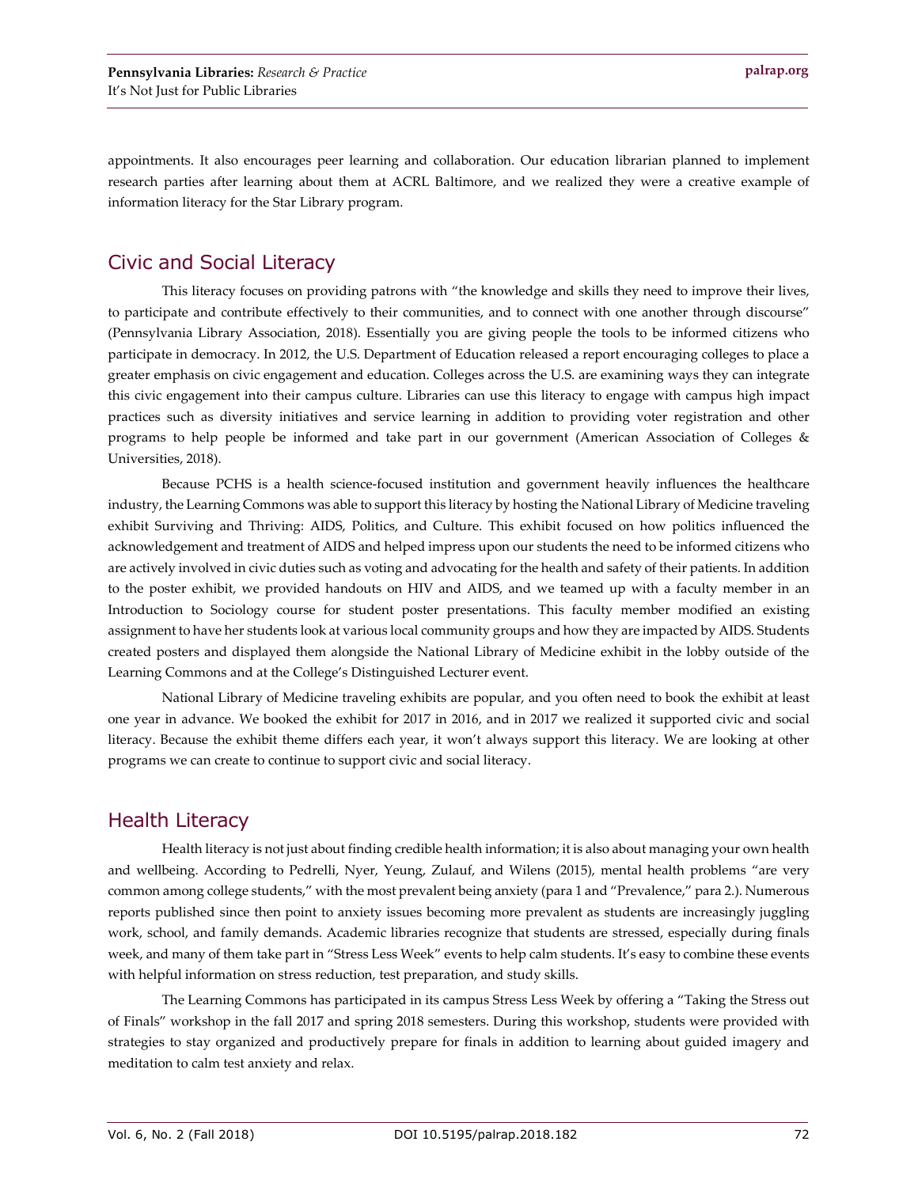appointments. It also encourages peer learning and collaboration. Our education librarian planned to implement research parties after learning about them at ACRL Baltimore, and we realized they were a creative example of information literacy for the Star Library program.

## Civic and Social Literacy

This literacy focuses on providing patrons with "the knowledge and skills they need to improve their lives, to participate and contribute effectively to their communities, and to connect with one another through discourse" (Pennsylvania Library Association, 2018). Essentially you are giving people the tools to be informed citizens who participate in democracy. In 2012, the U.S. Department of Education released a report encouraging colleges to place a greater emphasis on civic engagement and education. Colleges across the U.S. are examining ways they can integrate this civic engagement into their campus culture. Libraries can use this literacy to engage with campus high impact practices such as diversity initiatives and service learning in addition to providing voter registration and other programs to help people be informed and take part in our government (American Association of Colleges & Universities, 2018).

Because PCHS is a health science-focused institution and government heavily influences the healthcare industry, the Learning Commons was able to support this literacy by hosting the National Library of Medicine traveling exhibit Surviving and Thriving: AIDS, Politics, and Culture. This exhibit focused on how politics influenced the acknowledgement and treatment of AIDS and helped impress upon our students the need to be informed citizens who are actively involved in civic duties such as voting and advocating for the health and safety of their patients. In addition to the poster exhibit, we provided handouts on HIV and AIDS, and we teamed up with a faculty member in an Introduction to Sociology course for student poster presentations. This faculty member modified an existing assignment to have her students look at various local community groups and how they are impacted by AIDS. Students created posters and displayed them alongside the National Library of Medicine exhibit in the lobby outside of the Learning Commons and at the College's Distinguished Lecturer event.

National Library of Medicine traveling exhibits are popular, and you often need to book the exhibit at least one year in advance. We booked the exhibit for 2017 in 2016, and in 2017 we realized it supported civic and social literacy. Because the exhibit theme differs each year, it won't always support this literacy. We are looking at other programs we can create to continue to support civic and social literacy.

## Health Literacy

Health literacy is not just about finding credible health information; it is also about managing your own health and wellbeing. According to Pedrelli, Nyer, Yeung, Zulauf, and Wilens (2015), mental health problems "are very common among college students," with the most prevalent being anxiety (para 1 and "Prevalence," para 2.). Numerous reports published since then point to anxiety issues becoming more prevalent as students are increasingly juggling work, school, and family demands. Academic libraries recognize that students are stressed, especially during finals week, and many of them take part in "Stress Less Week" events to help calm students. It's easy to combine these events with helpful information on stress reduction, test preparation, and study skills.

The Learning Commons has participated in its campus Stress Less Week by offering a "Taking the Stress out of Finals" workshop in the fall 2017 and spring 2018 semesters. During this workshop, students were provided with strategies to stay organized and productively prepare for finals in addition to learning about guided imagery and meditation to calm test anxiety and relax.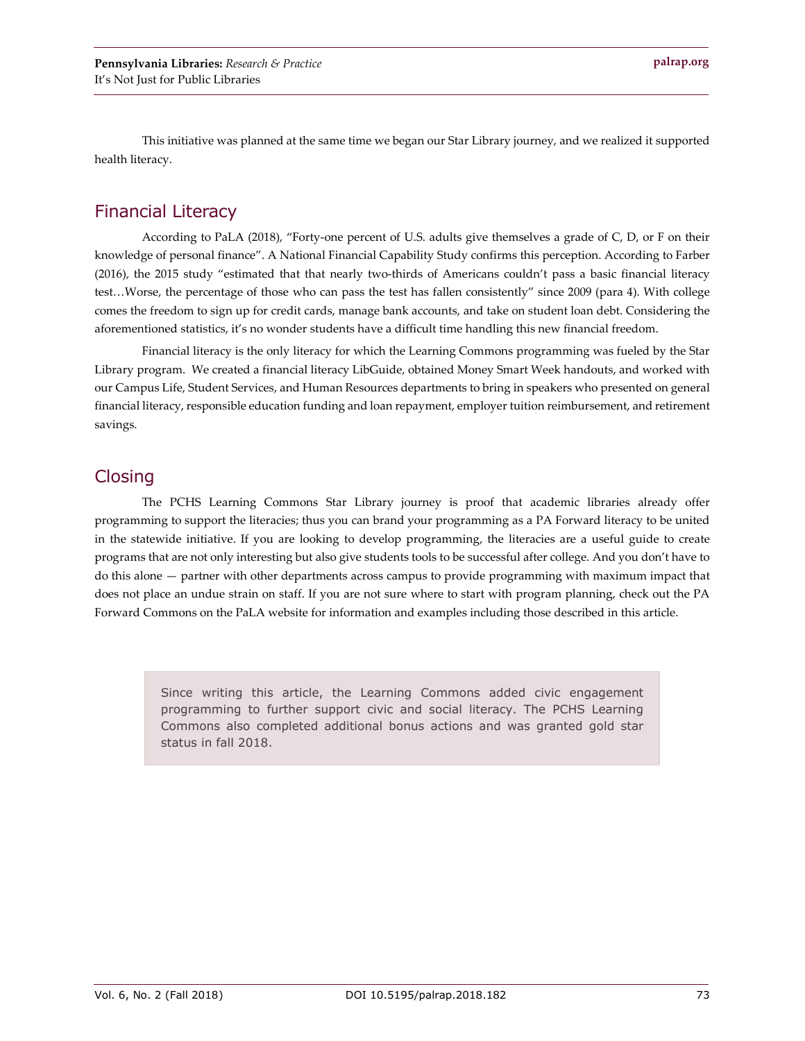This initiative was planned at the same time we began our Star Library journey, and we realized it supported health literacy.

## Financial Literacy

According to PaLA (2018), "Forty-one percent of U.S. adults give themselves a grade of C, D, or F on their knowledge of personal finance". A National Financial Capability Study confirms this perception. According to Farber (2016), the 2015 study "estimated that that nearly two-thirds of Americans couldn't pass a basic financial literacy test…Worse, the percentage of those who can pass the test has fallen consistently" since 2009 (para 4). With college comes the freedom to sign up for credit cards, manage bank accounts, and take on student loan debt. Considering the aforementioned statistics, it's no wonder students have a difficult time handling this new financial freedom.

Financial literacy is the only literacy for which the Learning Commons programming was fueled by the Star Library program. We created a financial literacy LibGuide, obtained Money Smart Week handouts, and worked with our Campus Life, Student Services, and Human Resources departments to bring in speakers who presented on general financial literacy, responsible education funding and loan repayment, employer tuition reimbursement, and retirement savings.

## Closing

The PCHS Learning Commons Star Library journey is proof that academic libraries already offer programming to support the literacies; thus you can brand your programming as a PA Forward literacy to be united in the statewide initiative. If you are looking to develop programming, the literacies are a useful guide to create programs that are not only interesting but also give students tools to be successful after college. And you don't have to do this alone — partner with other departments across campus to provide programming with maximum impact that does not place an undue strain on staff. If you are not sure where to start with program planning, check out the PA Forward Commons on the PaLA website for information and examples including those described in this article.

> Since writing this article, the Learning Commons added civic engagement programming to further support civic and social literacy. The PCHS Learning Commons also completed additional bonus actions and was granted gold star status in fall 2018.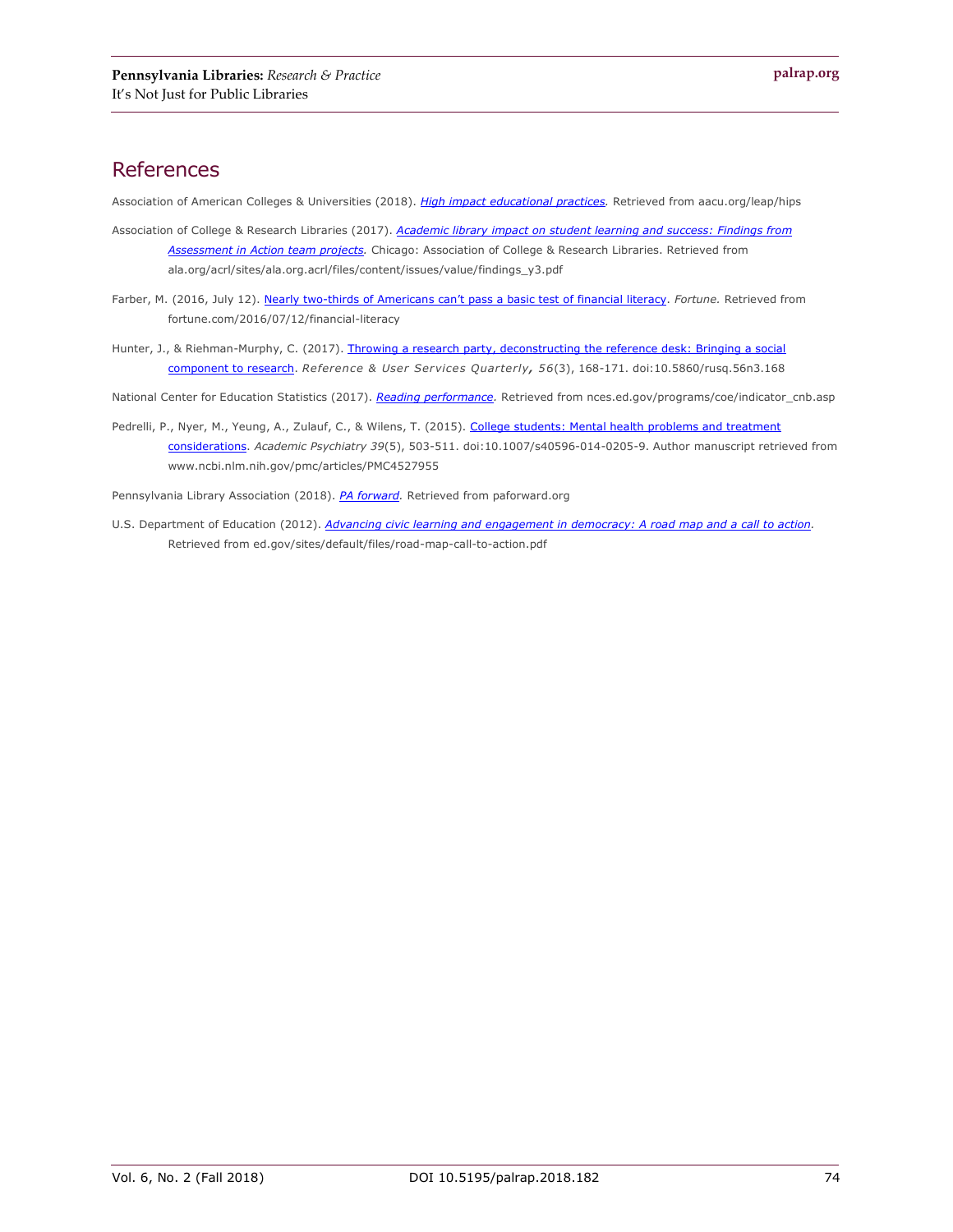## References

Association of American Colleges & Universities (2018). *High impact educational practices.* Retrieved from aacu.org/leap/hips

Association of College & Research Libraries (2017). *Academic library impact on student learning and success: Findings from Assessment in Action team projects.* Chicago: Association of College & Research Libraries. Retrieved from ala.org/acrl/sites/ala.org.acrl/files/content/issues/value/findings_y3.pdf

Farber, M. (2016, July 12). Nearly two-thirds of Americans can't pass a basic test of financial literacy. *Fortune.* Retrieved from fortune.com/2016/07/12/financial-literacy

Hunter, J., & Riehman-Murphy, C. (2017). Throwing a research party, deconstructing the reference desk: Bringing a social component to research. *Reference & User Services Quarterly, 56*(3), 168-171. doi:10.5860/rusq.56n3.168

National Center for Education Statistics (2017). *Reading performance.* Retrieved from nces.ed.gov/programs/coe/indicator_cnb.asp

Pedrelli, P., Nyer, M., Yeung, A., Zulauf, C., & Wilens, T. (2015). College students: Mental health problems and treatment considerations. *Academic Psychiatry 39*(5), 503-511. doi:10.1007/s40596-014-0205-9. Author manuscript retrieved from www.ncbi.nlm.nih.gov/pmc/articles/PMC4527955

Pennsylvania Library Association (2018). *PA forward.* Retrieved from paforward.org

U.S. Department of Education (2012). *Advancing civic learning and engagement in democracy: A road map and a call to action.* Retrieved from ed.gov/sites/default/files/road-map-call-to-action.pdf